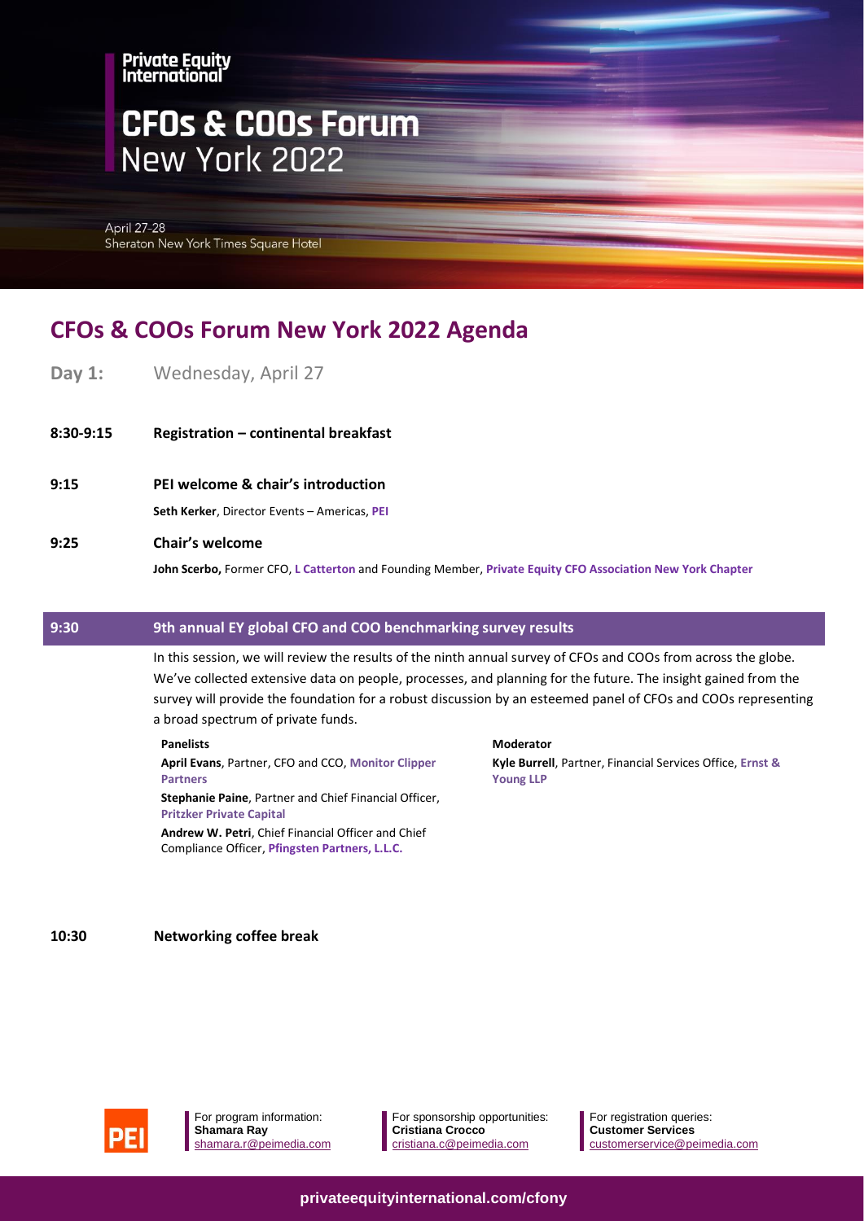Private Equity International

# CFOs & COOs Forum New York 2022

April 27-28
Sheraton New York Times Square Hotel

## CFOs & COOs Forum New York 2022 Agenda

**Day 1:** Wednesday, April 27

**8:30-9:15** **Registration – continental breakfast**

**9:15** **PEI welcome & chair's introduction**

**Seth Kerker**, Director Events – Americas, **PEI**

**9:25** **Chair's welcome**

**John Scerbo,** Former CFO, **L Catterton** and Founding Member, **Private Equity CFO Association New York Chapter**

**9:30** **9th annual EY global CFO and COO benchmarking survey results**

In this session, we will review the results of the ninth annual survey of CFOs and COOs from across the globe. We've collected extensive data on people, processes, and planning for the future. The insight gained from the survey will provide the foundation for a robust discussion by an esteemed panel of CFOs and COOs representing a broad spectrum of private funds.

**Panelists**

**April Evans**, Partner, CFO and CCO, **Monitor Clipper Partners**

**Stephanie Paine**, Partner and Chief Financial Officer, **Pritzker Private Capital**

**Andrew W. Petri**, Chief Financial Officer and Chief Compliance Officer, **Pfingsten Partners, L.L.C.**

**Moderator**

**Kyle Burrell**, Partner, Financial Services Office, **Ernst & Young LLP**

**10:30** **Networking coffee break**

For program information: **Shamara Ray** shamara.r@peimedia.com

For sponsorship opportunities: **Cristiana Crocco** cristiana.c@peimedia.com

For registration queries: **Customer Services** customerservice@peimedia.com

privateequityinternational.com/cfony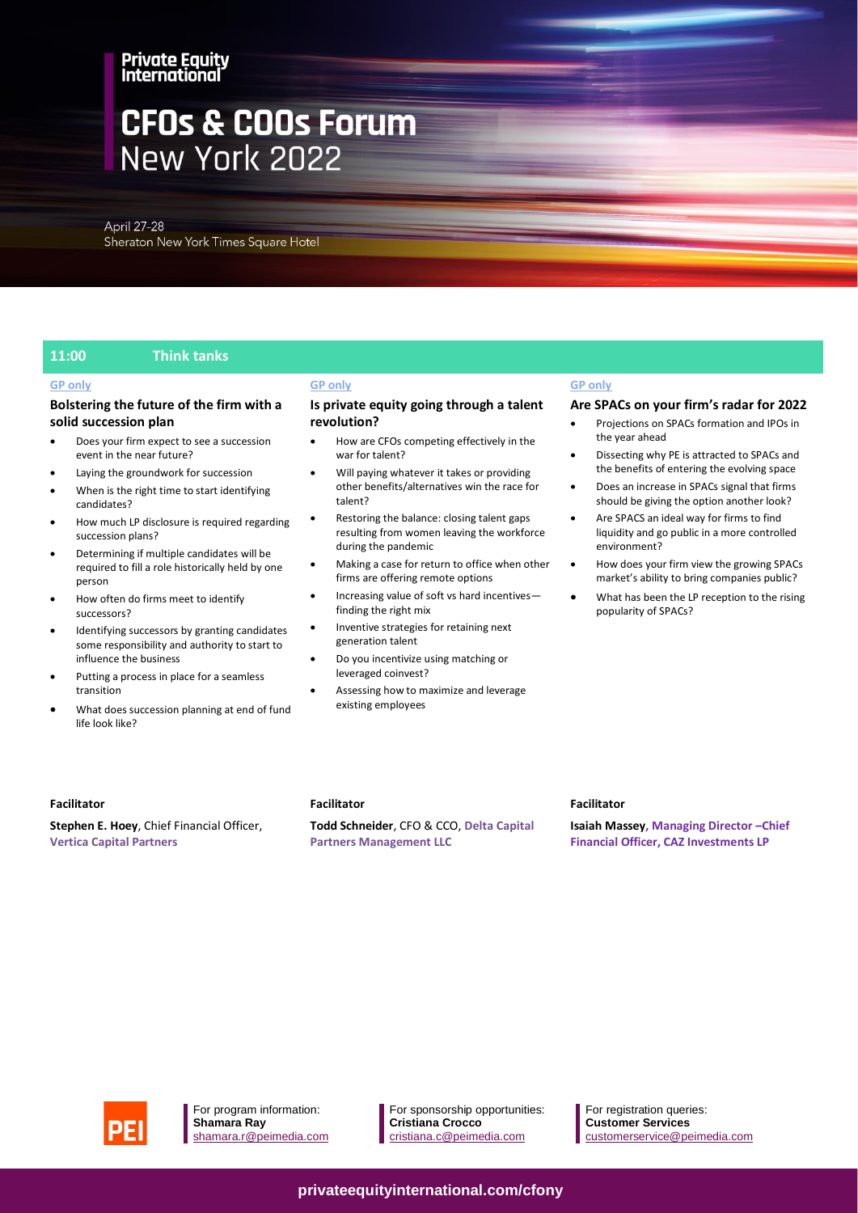# CFOs & COOs Forum New York 2022

April 27-28
Sheraton New York Times Square Hotel

## 11:00 Think tanks

GP only

### Bolstering the future of the firm with a solid succession plan

- Does your firm expect to see a succession event in the near future?
- Laying the groundwork for succession
- When is the right time to start identifying candidates?
- How much LP disclosure is required regarding succession plans?
- Determining if multiple candidates will be required to fill a role historically held by one person
- How often do firms meet to identify successors?
- Identifying successors by granting candidates some responsibility and authority to start to influence the business
- Putting a process in place for a seamless transition
- What does succession planning at end of fund life look like?

**Facilitator**

**Stephen E. Hoey**, Chief Financial Officer, **Vertica Capital Partners**

GP only

### Is private equity going through a talent revolution?

- How are CFOs competing effectively in the war for talent?
- Will paying whatever it takes or providing other benefits/alternatives win the race for talent?
- Restoring the balance: closing talent gaps resulting from women leaving the workforce during the pandemic
- Making a case for return to office when other firms are offering remote options
- Increasing value of soft vs hard incentives—finding the right mix
- Inventive strategies for retaining next generation talent
- Do you incentivize using matching or leveraged coinvest?
- Assessing how to maximize and leverage existing employees

**Facilitator**

**Todd Schneider**, CFO & CCO, **Delta Capital Partners Management LLC**

GP only

### Are SPACs on your firm's radar for 2022

- Projections on SPACs formation and IPOs in the year ahead
- Dissecting why PE is attracted to SPACs and the benefits of entering the evolving space
- Does an increase in SPACs signal that firms should be giving the option another look?
- Are SPACS an ideal way for firms to find liquidity and go public in a more controlled environment?
- How does your firm view the growing SPACs market's ability to bring companies public?
- What has been the LP reception to the rising popularity of SPACs?

**Facilitator**

**Isaiah Massey, Managing Director –Chief Financial Officer, CAZ Investments LP**

For program information:
**Shamara Ray**
shamara.r@peimedia.com

For sponsorship opportunities:
**Cristiana Crocco**
cristiana.c@peimedia.com

For registration queries:
**Customer Services**
customerservice@peimedia.com

privateequityinternational.com/cfony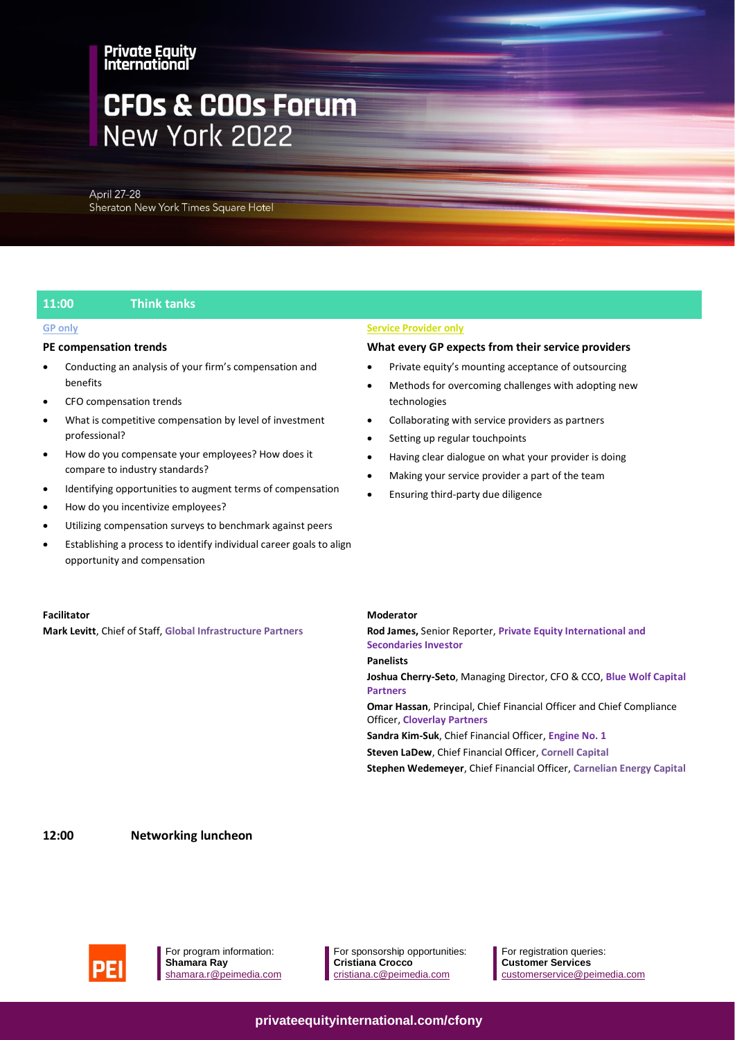Private Equity International

# CFOs & COOs Forum
New York 2022

April 27-28
Sheraton New York Times Square Hotel

## 11:00 Think tanks

**GP only**

### PE compensation trends

- Conducting an analysis of your firm's compensation and benefits
- CFO compensation trends
- What is competitive compensation by level of investment professional?
- How do you compensate your employees? How does it compare to industry standards?
- Identifying opportunities to augment terms of compensation
- How do you incentivize employees?
- Utilizing compensation surveys to benchmark against peers
- Establishing a process to identify individual career goals to align opportunity and compensation

**Facilitator**

**Mark Levitt**, Chief of Staff, **Global Infrastructure Partners**

**Service Provider only**

### What every GP expects from their service providers

- Private equity's mounting acceptance of outsourcing
- Methods for overcoming challenges with adopting new technologies
- Collaborating with service providers as partners
- Setting up regular touchpoints
- Having clear dialogue on what your provider is doing
- Making your service provider a part of the team
- Ensuring third-party due diligence

**Moderator**

**Rod James,** Senior Reporter, **Private Equity International and Secondaries Investor**

**Panelists**

**Joshua Cherry-Seto**, Managing Director, CFO & CCO, **Blue Wolf Capital Partners**

**Omar Hassan**, Principal, Chief Financial Officer and Chief Compliance Officer, **Cloverlay Partners**

**Sandra Kim-Suk**, Chief Financial Officer, **Engine No. 1**

**Steven LaDew**, Chief Financial Officer, **Cornell Capital**

**Stephen Wedemeyer**, Chief Financial Officer, **Carnelian Energy Capital**

## 12:00 Networking luncheon

For program information: **Shamara Ray** shamara.r@peimedia.com

For sponsorship opportunities: **Cristiana Crocco** cristiana.c@peimedia.com

For registration queries: **Customer Services** customerservice@peimedia.com

privateequityinternational.com/cfony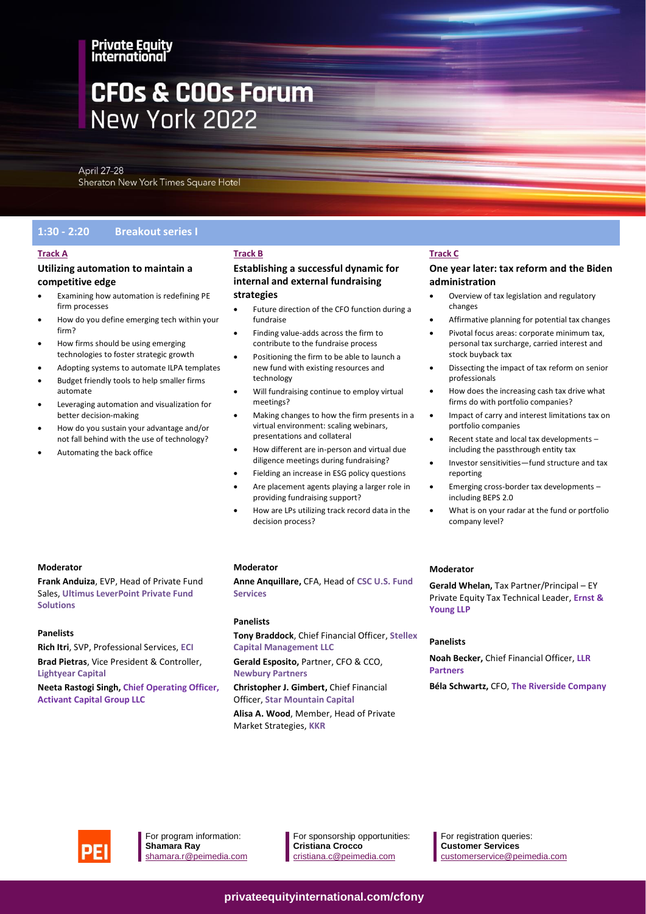# Private Equity International

# CFOs & COOs Forum New York 2022

April 27-28
Sheraton New York Times Square Hotel

## 1:30 - 2:20 Breakout series I

### Track A

#### Utilizing automation to maintain a competitive edge

- Examining how automation is redefining PE firm processes
- How do you define emerging tech within your firm?
- How firms should be using emerging technologies to foster strategic growth
- Adopting systems to automate ILPA templates
- Budget friendly tools to help smaller firms automate
- Leveraging automation and visualization for better decision-making
- How do you sustain your advantage and/or not fall behind with the use of technology?
- Automating the back office

**Moderator**

**Frank Anduiza**, EVP, Head of Private Fund Sales, **Ultimus LeverPoint Private Fund Solutions**

**Panelists**

**Rich Itri**, SVP, Professional Services, **ECI**

**Brad Pietras**, Vice President & Controller, **Lightyear Capital**

**Neeta Rastogi Singh, Chief Operating Officer, Activant Capital Group LLC**

### Track B

#### Establishing a successful dynamic for internal and external fundraising strategies

- Future direction of the CFO function during a fundraise
- Finding value-adds across the firm to contribute to the fundraise process
- Positioning the firm to be able to launch a new fund with existing resources and technology
- Will fundraising continue to employ virtual meetings?
- Making changes to how the firm presents in a virtual environment: scaling webinars, presentations and collateral
- How different are in-person and virtual due diligence meetings during fundraising?
- Fielding an increase in ESG policy questions
- Are placement agents playing a larger role in providing fundraising support?
- How are LPs utilizing track record data in the decision process?

**Moderator**

**Anne Anquillare,** CFA, Head of **CSC U.S. Fund Services**

**Panelists**

**Tony Braddock**, Chief Financial Officer, **Stellex Capital Management LLC**

**Gerald Esposito,** Partner, CFO & CCO, **Newbury Partners**

**Christopher J. Gimbert,** Chief Financial Officer, **Star Mountain Capital**

**Alisa A. Wood**, Member, Head of Private Market Strategies, **KKR**

### Track C

#### One year later: tax reform and the Biden administration

- Overview of tax legislation and regulatory changes
- Affirmative planning for potential tax changes
- Pivotal focus areas: corporate minimum tax, personal tax surcharge, carried interest and stock buyback tax
- Dissecting the impact of tax reform on senior professionals
- How does the increasing cash tax drive what firms do with portfolio companies?
- Impact of carry and interest limitations tax on portfolio companies
- Recent state and local tax developments – including the passthrough entity tax
- Investor sensitivities—fund structure and tax reporting
- Emerging cross-border tax developments – including BEPS 2.0
- What is on your radar at the fund or portfolio company level?

**Moderator**

**Gerald Whelan,** Tax Partner/Principal – EY Private Equity Tax Technical Leader, **Ernst & Young LLP**

**Panelists**

**Noah Becker,** Chief Financial Officer, **LLR Partners**

**Béla Schwartz,** CFO, **The Riverside Company**

---

For program information: **Shamara Ray** shamara.r@peimedia.com

For sponsorship opportunities: **Cristiana Crocco** cristiana.c@peimedia.com

For registration queries: **Customer Services** customerservice@peimedia.com

**privateequityinternational.com/cfony**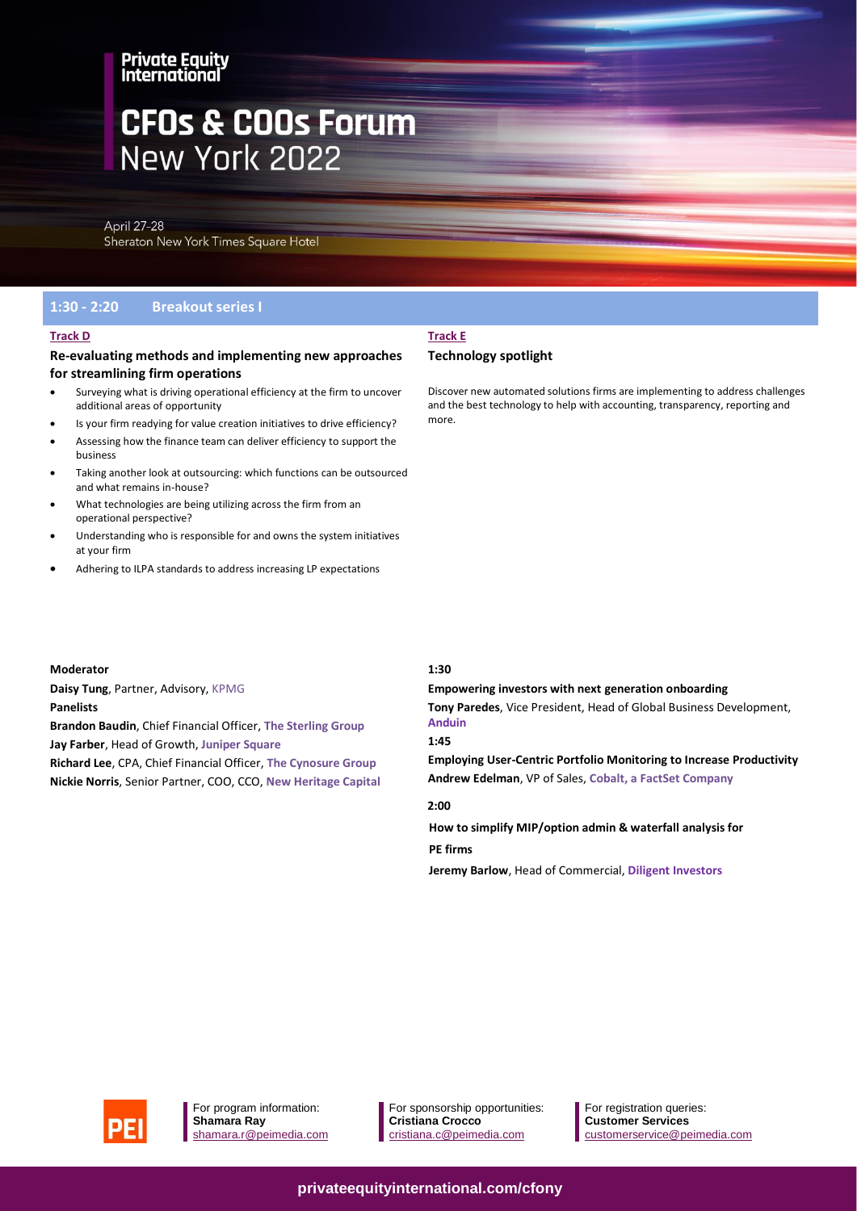Private Equity International

# CFOs & COOs Forum New York 2022

April 27-28
Sheraton New York Times Square Hotel

## 1:30 - 2:20 Breakout series I

### Track D

**Re-evaluating methods and implementing new approaches for streamlining firm operations**

- Surveying what is driving operational efficiency at the firm to uncover additional areas of opportunity
- Is your firm readying for value creation initiatives to drive efficiency?
- Assessing how the finance team can deliver efficiency to support the business
- Taking another look at outsourcing: which functions can be outsourced and what remains in-house?
- What technologies are being utilizing across the firm from an operational perspective?
- Understanding who is responsible for and owns the system initiatives at your firm
- Adhering to ILPA standards to address increasing LP expectations

**Moderator**

**Daisy Tung**, Partner, Advisory, KPMG

**Panelists**

**Brandon Baudin**, Chief Financial Officer, **The Sterling Group**

**Jay Farber**, Head of Growth, **Juniper Square**

**Richard Lee**, CPA, Chief Financial Officer, **The Cynosure Group**

**Nickie Norris**, Senior Partner, COO, CCO, **New Heritage Capital**

### Track E

**Technology spotlight**

Discover new automated solutions firms are implementing to address challenges and the best technology to help with accounting, transparency, reporting and more.

**1:30**

**Empowering investors with next generation onboarding**

**Tony Paredes**, Vice President, Head of Global Business Development, **Anduin**

**1:45**

**Employing User-Centric Portfolio Monitoring to Increase Productivity**

**Andrew Edelman**, VP of Sales, **Cobalt, a FactSet Company**

**2:00**

**How to simplify MIP/option admin & waterfall analysis for PE firms**

**Jeremy Barlow**, Head of Commercial, **Diligent Investors**

For program information:
**Shamara Ray**
shamara.r@peimedia.com

For sponsorship opportunities:
**Cristiana Crocco**
cristiana.c@peimedia.com

For registration queries:
**Customer Services**
customerservice@peimedia.com

privateequityinternational.com/cfony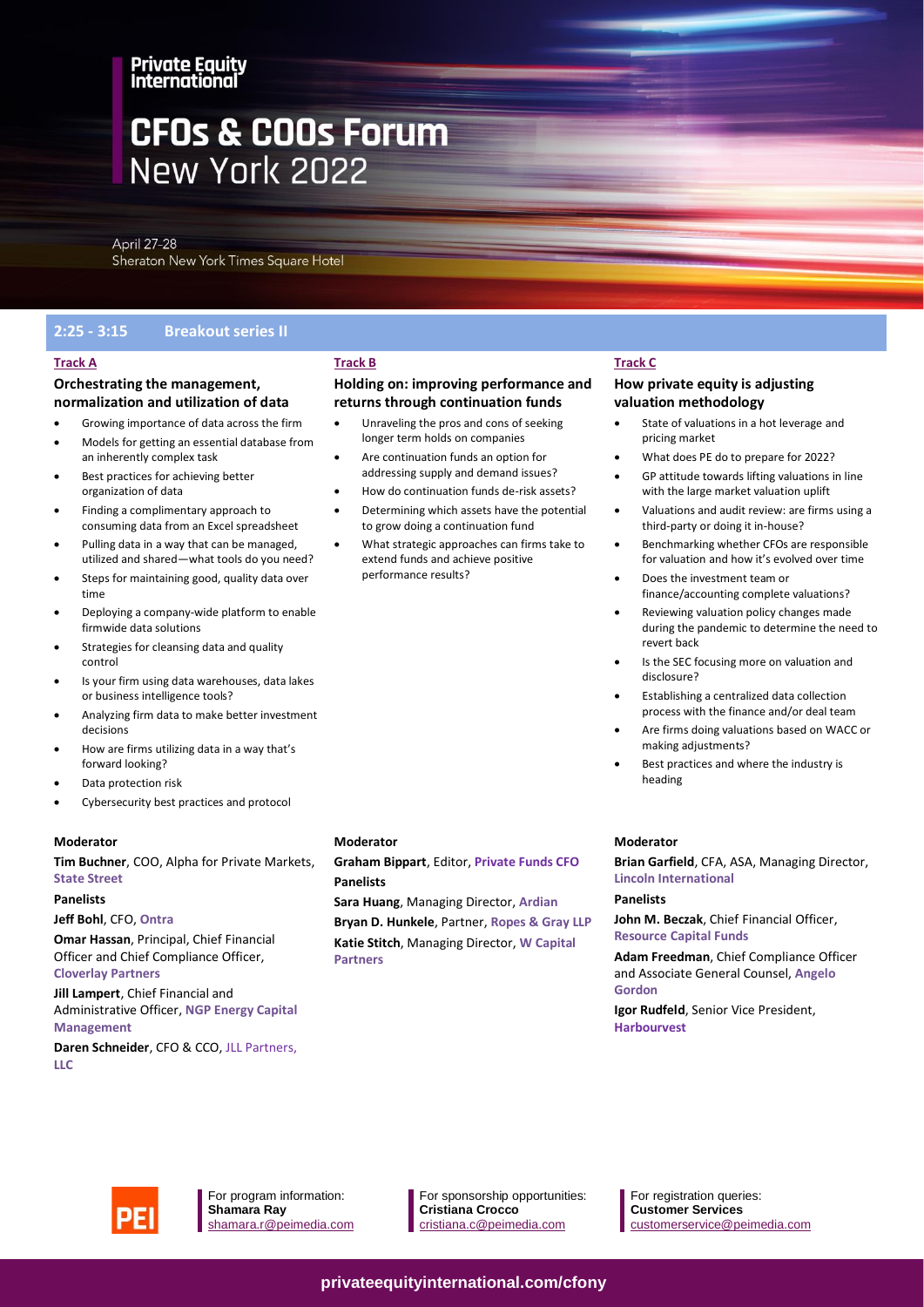Private Equity International

# CFOs & COOs Forum New York 2022

April 27-28
Sheraton New York Times Square Hotel

## 2:25 - 3:15 Breakout series II

### Track A

#### Orchestrating the management, normalization and utilization of data

- Growing importance of data across the firm
- Models for getting an essential database from an inherently complex task
- Best practices for achieving better organization of data
- Finding a complimentary approach to consuming data from an Excel spreadsheet
- Pulling data in a way that can be managed, utilized and shared—what tools do you need?
- Steps for maintaining good, quality data over time
- Deploying a company-wide platform to enable firmwide data solutions
- Strategies for cleansing data and quality control
- Is your firm using data warehouses, data lakes or business intelligence tools?
- Analyzing firm data to make better investment decisions
- How are firms utilizing data in a way that's forward looking?
- Data protection risk
- Cybersecurity best practices and protocol

**Moderator**

**Tim Buchner**, COO, Alpha for Private Markets, **State Street**

**Panelists**

**Jeff Bohl**, CFO, **Ontra**

**Omar Hassan**, Principal, Chief Financial Officer and Chief Compliance Officer, **Cloverlay Partners**

**Jill Lampert**, Chief Financial and Administrative Officer, **NGP Energy Capital Management**

**Daren Schneider**, CFO & CCO, JLL Partners, LLC

### Track B

#### Holding on: improving performance and returns through continuation funds

- Unraveling the pros and cons of seeking longer term holds on companies
- Are continuation funds an option for addressing supply and demand issues?
- How do continuation funds de-risk assets?
- Determining which assets have the potential to grow doing a continuation fund
- What strategic approaches can firms take to extend funds and achieve positive performance results?

**Moderator**

**Graham Bippart**, Editor, **Private Funds CFO**

**Panelists**

**Sara Huang**, Managing Director, **Ardian**

**Bryan D. Hunkele**, Partner, **Ropes & Gray LLP**

**Katie Stitch**, Managing Director, **W Capital Partners**

### Track C

#### How private equity is adjusting valuation methodology

- State of valuations in a hot leverage and pricing market
- What does PE do to prepare for 2022?
- GP attitude towards lifting valuations in line with the large market valuation uplift
- Valuations and audit review: are firms using a third-party or doing it in-house?
- Benchmarking whether CFOs are responsible for valuation and how it's evolved over time
- Does the investment team or finance/accounting complete valuations?
- Reviewing valuation policy changes made during the pandemic to determine the need to revert back
- Is the SEC focusing more on valuation and disclosure?
- Establishing a centralized data collection process with the finance and/or deal team
- Are firms doing valuations based on WACC or making adjustments?
- Best practices and where the industry is heading

**Moderator**

**Brian Garfield**, CFA, ASA, Managing Director, **Lincoln International**

**Panelists**

**John M. Beczak**, Chief Financial Officer, **Resource Capital Funds**

**Adam Freedman**, Chief Compliance Officer and Associate General Counsel, **Angelo Gordon**

**Igor Rudfeld**, Senior Vice President, **Harbourvest**

---

PEI

For program information:
**Shamara Ray**
shamara.r@peimedia.com

For sponsorship opportunities:
**Cristiana Crocco**
cristiana.c@peimedia.com

For registration queries:
**Customer Services**
customerservice@peimedia.com

**privateequityinternational.com/cfony**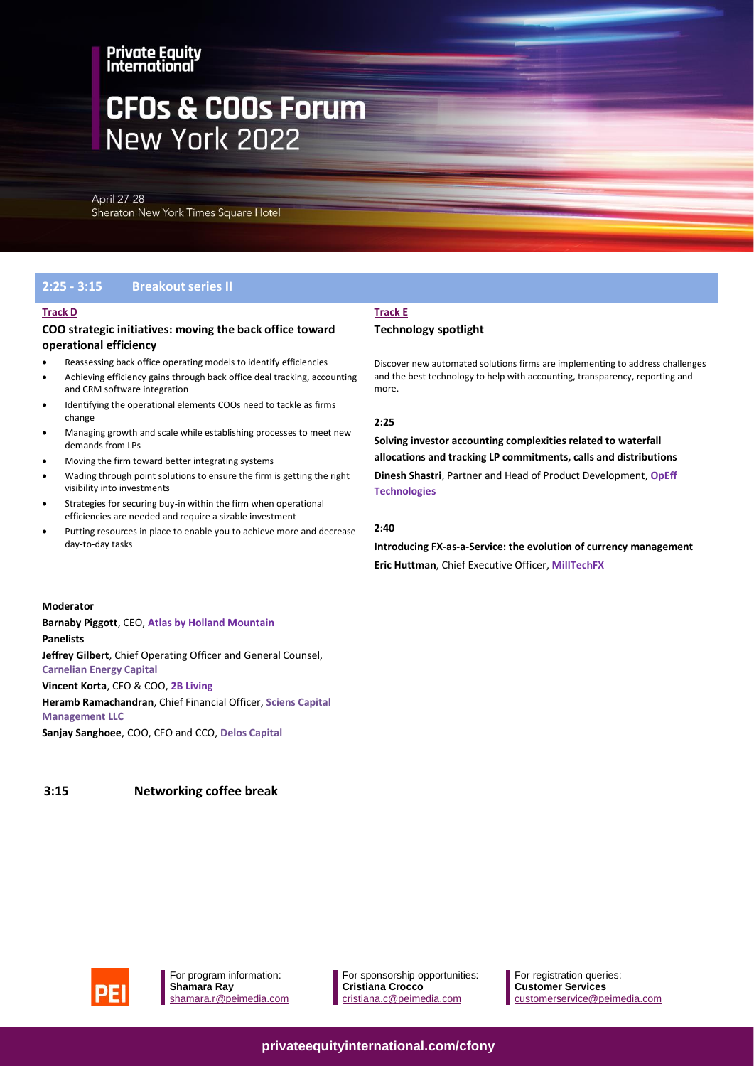## 2:25 - 3:15 Breakout series II

### Track D

**COO strategic initiatives: moving the back office toward operational efficiency**

- Reassessing back office operating models to identify efficiencies
- Achieving efficiency gains through back office deal tracking, accounting and CRM software integration
- Identifying the operational elements COOs need to tackle as firms change
- Managing growth and scale while establishing processes to meet new demands from LPs
- Moving the firm toward better integrating systems
- Wading through point solutions to ensure the firm is getting the right visibility into investments
- Strategies for securing buy-in within the firm when operational efficiencies are needed and require a sizable investment
- Putting resources in place to enable you to achieve more and decrease day-to-day tasks

**Moderator**

**Barnaby Piggott**, CEO, **Atlas by Holland Mountain**

**Panelists**

**Jeffrey Gilbert**, Chief Operating Officer and General Counsel, **Carnelian Energy Capital**

**Vincent Korta**, CFO & COO, **2B Living**

**Heramb Ramachandran**, Chief Financial Officer, **Sciens Capital Management LLC**

**Sanjay Sanghoee**, COO, CFO and CCO, **Delos Capital**

### Track E

**Technology spotlight**

Discover new automated solutions firms are implementing to address challenges and the best technology to help with accounting, transparency, reporting and more.

**2:25**

**Solving investor accounting complexities related to waterfall allocations and tracking LP commitments, calls and distributions**

**Dinesh Shastri**, Partner and Head of Product Development, **OpEff Technologies**

**2:40**

**Introducing FX-as-a-Service: the evolution of currency management**

**Eric Huttman**, Chief Executive Officer, **MillTechFX**

## 3:15 Networking coffee break

For program information: **Shamara Ray** shamara.r@peimedia.com

For sponsorship opportunities: **Cristiana Crocco** cristiana.c@peimedia.com

For registration queries: **Customer Services** customerservice@peimedia.com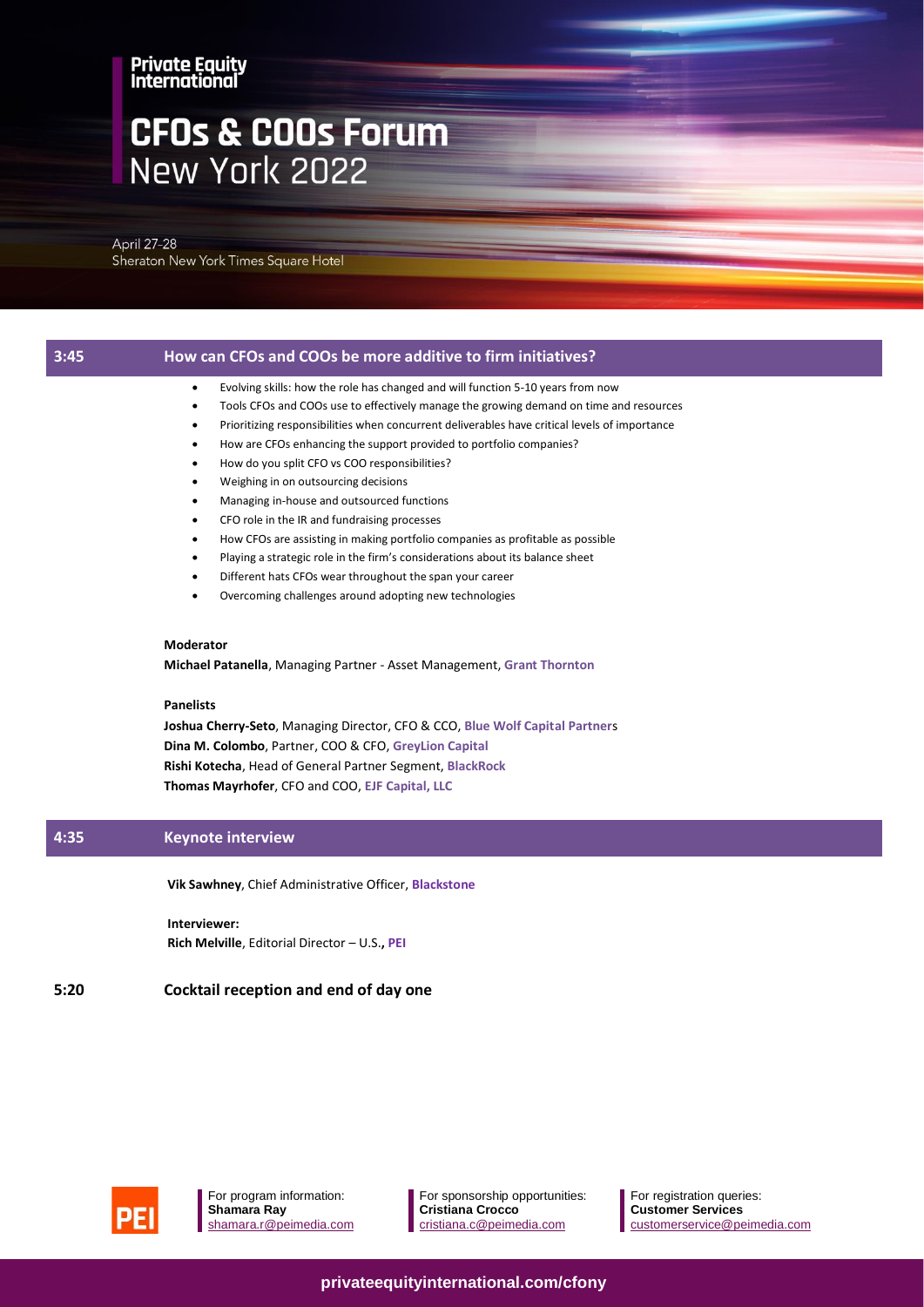Private Equity International

# CFOs & COOs Forum New York 2022

April 27-28
Sheraton New York Times Square Hotel

## 3:45 How can CFOs and COOs be more additive to firm initiatives?

- Evolving skills: how the role has changed and will function 5-10 years from now
- Tools CFOs and COOs use to effectively manage the growing demand on time and resources
- Prioritizing responsibilities when concurrent deliverables have critical levels of importance
- How are CFOs enhancing the support provided to portfolio companies?
- How do you split CFO vs COO responsibilities?
- Weighing in on outsourcing decisions
- Managing in-house and outsourced functions
- CFO role in the IR and fundraising processes
- How CFOs are assisting in making portfolio companies as profitable as possible
- Playing a strategic role in the firm's considerations about its balance sheet
- Different hats CFOs wear throughout the span your career
- Overcoming challenges around adopting new technologies

**Moderator**

**Michael Patanella**, Managing Partner - Asset Management, **Grant Thornton**

**Panelists**

**Joshua Cherry-Seto**, Managing Director, CFO & CCO, **Blue Wolf Capital Partners**
**Dina M. Colombo**, Partner, COO & CFO, **GreyLion Capital**
**Rishi Kotecha**, Head of General Partner Segment, **BlackRock**
**Thomas Mayrhofer**, CFO and COO, **EJF Capital, LLC**

## 4:35 Keynote interview

**Vik Sawhney**, Chief Administrative Officer, **Blackstone**

**Interviewer:**
**Rich Melville**, Editorial Director – U.S.**, PEI**

## 5:20 Cocktail reception and end of day one

For program information: **Shamara Ray** shamara.r@peimedia.com

For sponsorship opportunities: **Cristiana Crocco** cristiana.c@peimedia.com

For registration queries: **Customer Services** customerservice@peimedia.com

privateequityinternational.com/cfony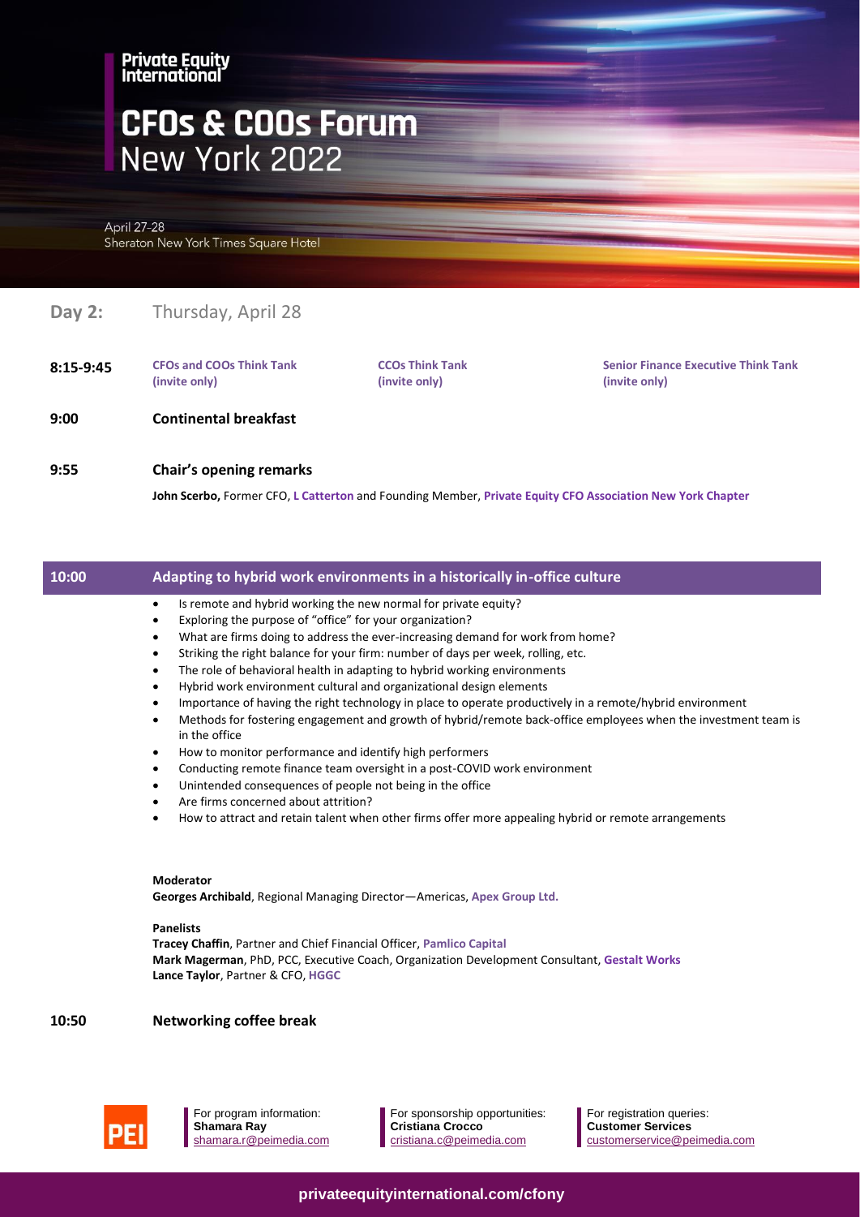# Private Equity International

# CFOs & COOs Forum New York 2022

April 27-28
Sheraton New York Times Square Hotel

## Day 2: Thursday, April 28

**8:15-9:45**

**CFOs and COOs Think Tank (invite only)**

**CCOs Think Tank (invite only)**

**Senior Finance Executive Think Tank (invite only)**

**9:00** **Continental breakfast**

**9:55** **Chair's opening remarks**

**John Scerbo,** Former CFO, **L Catterton** and Founding Member, **Private Equity CFO Association New York Chapter**

### 10:00 Adapting to hybrid work environments in a historically in-office culture

- Is remote and hybrid working the new normal for private equity?
- Exploring the purpose of "office" for your organization?
- What are firms doing to address the ever-increasing demand for work from home?
- Striking the right balance for your firm: number of days per week, rolling, etc.
- The role of behavioral health in adapting to hybrid working environments
- Hybrid work environment cultural and organizational design elements
- Importance of having the right technology in place to operate productively in a remote/hybrid environment
- Methods for fostering engagement and growth of hybrid/remote back-office employees when the investment team is in the office
- How to monitor performance and identify high performers
- Conducting remote finance team oversight in a post-COVID work environment
- Unintended consequences of people not being in the office
- Are firms concerned about attrition?
- How to attract and retain talent when other firms offer more appealing hybrid or remote arrangements

**Moderator**
**Georges Archibald**, Regional Managing Director—Americas, **Apex Group Ltd.**

**Panelists**
**Tracey Chaffin**, Partner and Chief Financial Officer, **Pamlico Capital**
**Mark Magerman**, PhD, PCC, Executive Coach, Organization Development Consultant, **Gestalt Works**
**Lance Taylor**, Partner & CFO, **HGGC**

**10:50** **Networking coffee break**

For program information:
**Shamara Ray**
shamara.r@peimedia.com

For sponsorship opportunities:
**Cristiana Crocco**
cristiana.c@peimedia.com

For registration queries:
**Customer Services**
customerservice@peimedia.com

privateequityinternational.com/cfony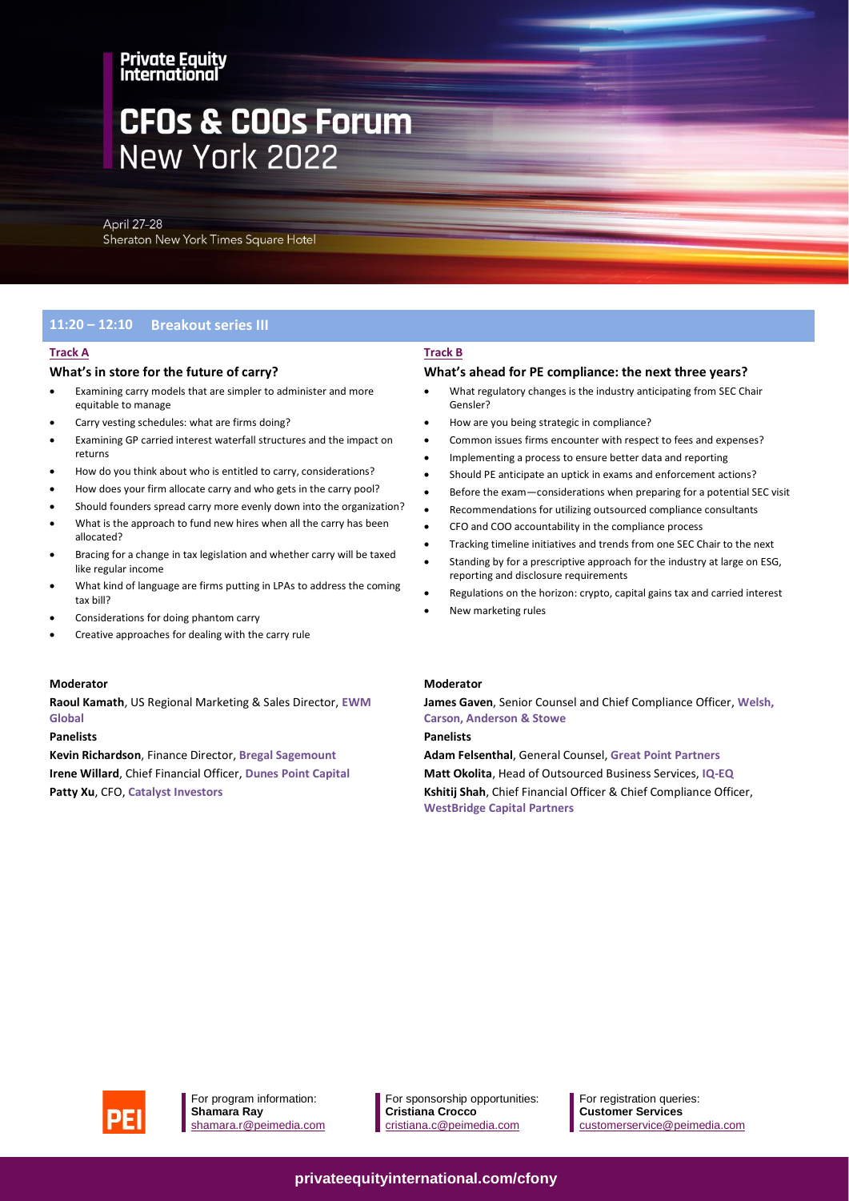# Private Equity International

# CFOs & COOs Forum New York 2022

April 27-28
Sheraton New York Times Square Hotel

## 11:20 – 12:10 Breakout series III

### Track A

**What's in store for the future of carry?**

- Examining carry models that are simpler to administer and more equitable to manage
- Carry vesting schedules: what are firms doing?
- Examining GP carried interest waterfall structures and the impact on returns
- How do you think about who is entitled to carry, considerations?
- How does your firm allocate carry and who gets in the carry pool?
- Should founders spread carry more evenly down into the organization?
- What is the approach to fund new hires when all the carry has been allocated?
- Bracing for a change in tax legislation and whether carry will be taxed like regular income
- What kind of language are firms putting in LPAs to address the coming tax bill?
- Considerations for doing phantom carry
- Creative approaches for dealing with the carry rule

**Moderator**

**Raoul Kamath**, US Regional Marketing & Sales Director, **EWM Global**

**Panelists**

**Kevin Richardson**, Finance Director, **Bregal Sagemount**

**Irene Willard**, Chief Financial Officer, **Dunes Point Capital**

**Patty Xu**, CFO, **Catalyst Investors**

### Track B

**What's ahead for PE compliance: the next three years?**

- What regulatory changes is the industry anticipating from SEC Chair Gensler?
- How are you being strategic in compliance?
- Common issues firms encounter with respect to fees and expenses?
- Implementing a process to ensure better data and reporting
- Should PE anticipate an uptick in exams and enforcement actions?
- Before the exam—considerations when preparing for a potential SEC visit
- Recommendations for utilizing outsourced compliance consultants
- CFO and COO accountability in the compliance process
- Tracking timeline initiatives and trends from one SEC Chair to the next
- Standing by for a prescriptive approach for the industry at large on ESG, reporting and disclosure requirements
- Regulations on the horizon: crypto, capital gains tax and carried interest
- New marketing rules

**Moderator**

**James Gaven**, Senior Counsel and Chief Compliance Officer, **Welsh, Carson, Anderson & Stowe**

**Panelists**

**Adam Felsenthal**, General Counsel, **Great Point Partners**

**Matt Okolita**, Head of Outsourced Business Services, **IQ-EQ**

**Kshitij Shah**, Chief Financial Officer & Chief Compliance Officer, **WestBridge Capital Partners**

---

For program information:
**Shamara Ray**
shamara.r@peimedia.com

For sponsorship opportunities:
**Cristiana Crocco**
cristiana.c@peimedia.com

For registration queries:
**Customer Services**
customerservice@peimedia.com

**privateequityinternational.com/cfony**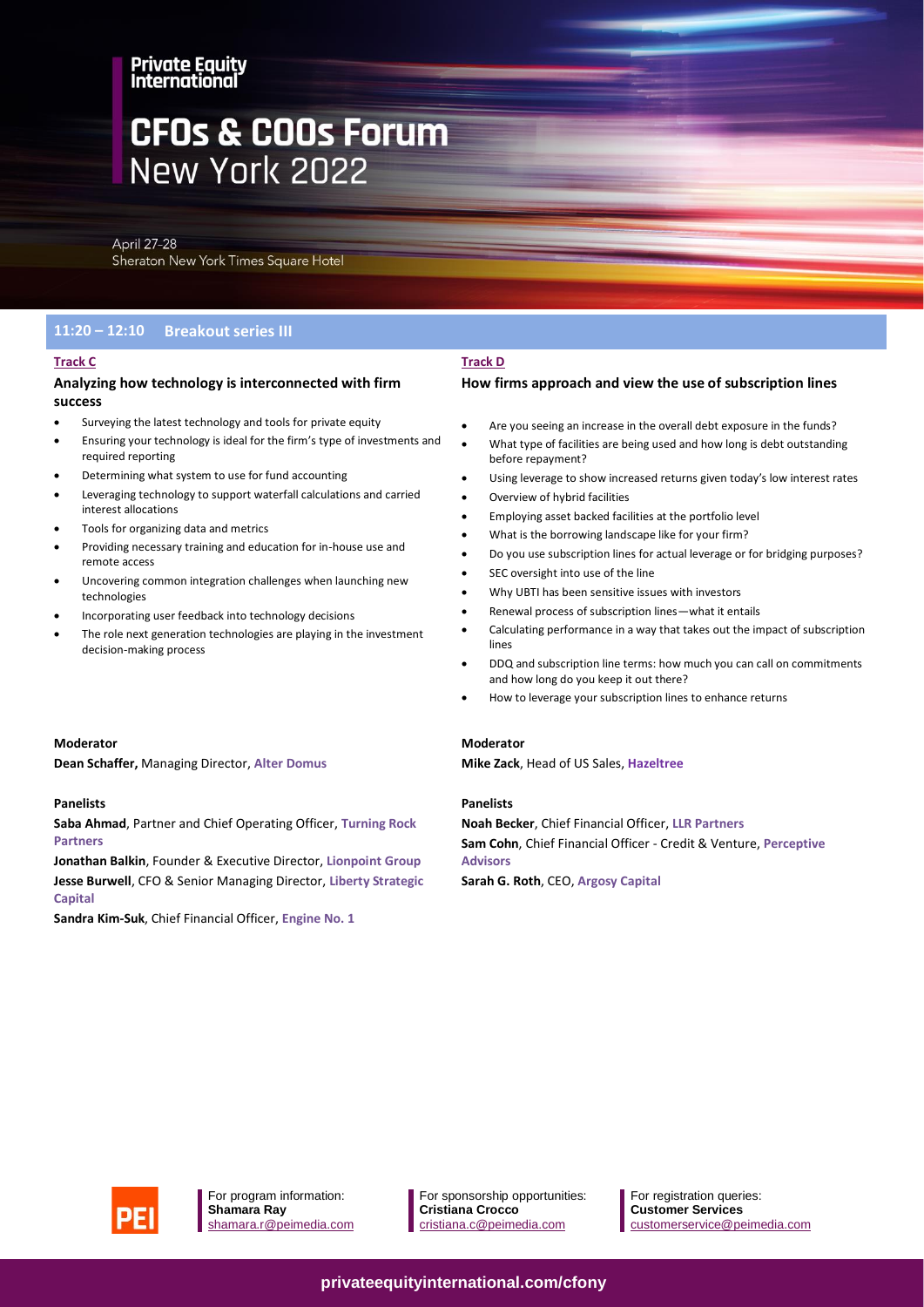# CFOs & COOs Forum New York 2022

April 27-28
Sheraton New York Times Square Hotel

## 11:20 – 12:10 Breakout series III

### Track C

**Analyzing how technology is interconnected with firm success**

- Surveying the latest technology and tools for private equity
- Ensuring your technology is ideal for the firm's type of investments and required reporting
- Determining what system to use for fund accounting
- Leveraging technology to support waterfall calculations and carried interest allocations
- Tools for organizing data and metrics
- Providing necessary training and education for in-house use and remote access
- Uncovering common integration challenges when launching new technologies
- Incorporating user feedback into technology decisions
- The role next generation technologies are playing in the investment decision-making process

**Moderator**

**Dean Schaffer,** Managing Director, **Alter Domus**

**Panelists**

**Saba Ahmad**, Partner and Chief Operating Officer, **Turning Rock Partners**

**Jonathan Balkin**, Founder & Executive Director, **Lionpoint Group**

**Jesse Burwell**, CFO & Senior Managing Director, **Liberty Strategic Capital**

**Sandra Kim-Suk**, Chief Financial Officer, **Engine No. 1**

### Track D

**How firms approach and view the use of subscription lines**

- Are you seeing an increase in the overall debt exposure in the funds?
- What type of facilities are being used and how long is debt outstanding before repayment?
- Using leverage to show increased returns given today's low interest rates
- Overview of hybrid facilities
- Employing asset backed facilities at the portfolio level
- What is the borrowing landscape like for your firm?
- Do you use subscription lines for actual leverage or for bridging purposes?
- SEC oversight into use of the line
- Why UBTI has been sensitive issues with investors
- Renewal process of subscription lines—what it entails
- Calculating performance in a way that takes out the impact of subscription lines
- DDQ and subscription line terms: how much you can call on commitments and how long do you keep it out there?
- How to leverage your subscription lines to enhance returns

**Moderator**

**Mike Zack**, Head of US Sales, **Hazeltree**

**Panelists**

**Noah Becker**, Chief Financial Officer, **LLR Partners**

**Sam Cohn**, Chief Financial Officer - Credit & Venture, **Perceptive Advisors**

**Sarah G. Roth**, CEO, **Argosy Capital**

For program information:
**Shamara Ray**
shamara.r@peimedia.com

For sponsorship opportunities:
**Cristiana Crocco**
cristiana.c@peimedia.com

For registration queries:
**Customer Services**
customerservice@peimedia.com

privateequityinternational.com/cfony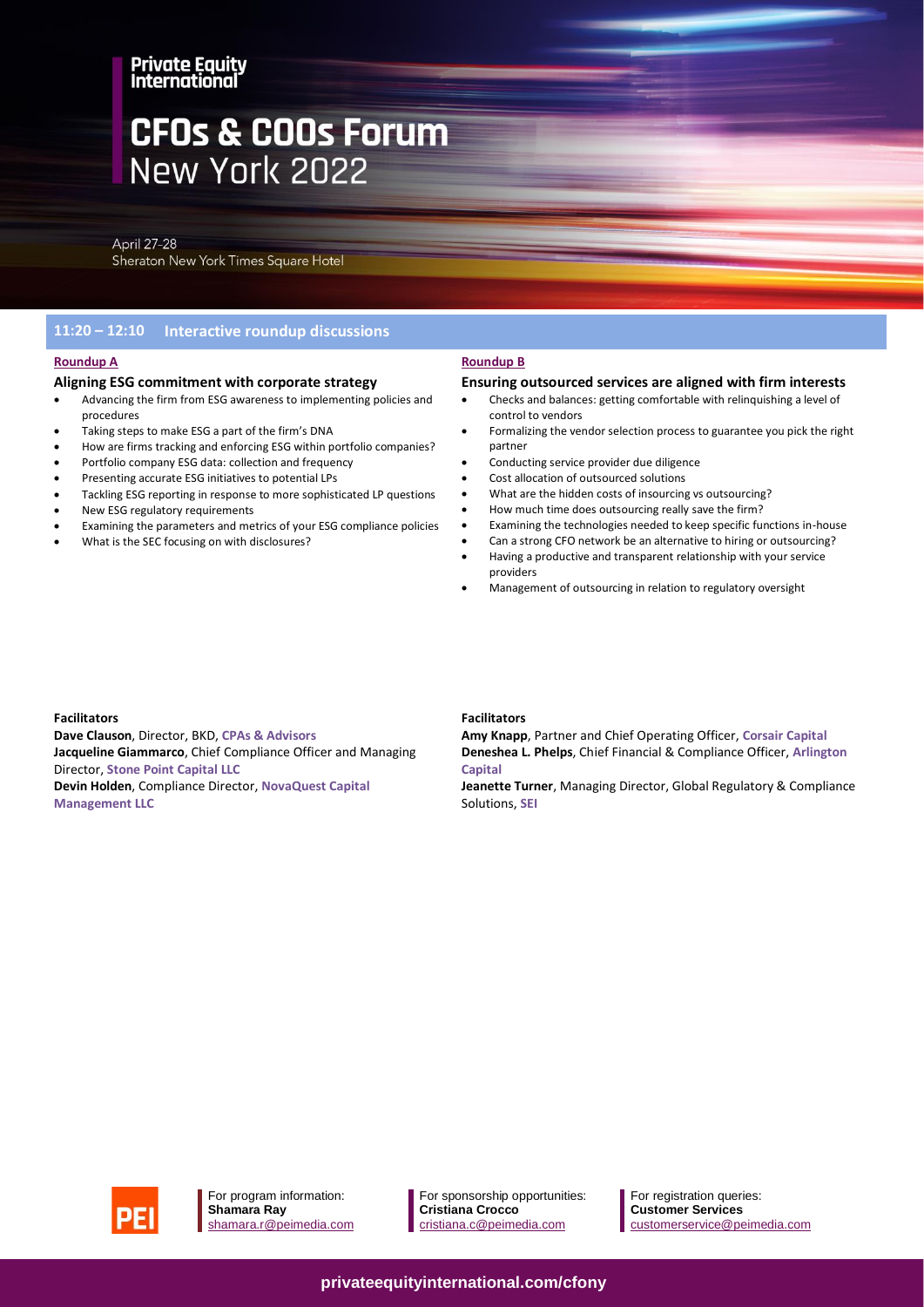# Private Equity International

## CFOs & COOs Forum New York 2022

April 27-28
Sheraton New York Times Square Hotel

### 11:20 – 12:10 Interactive roundup discussions

**Roundup A**

#### Aligning ESG commitment with corporate strategy

- Advancing the firm from ESG awareness to implementing policies and procedures
- Taking steps to make ESG a part of the firm's DNA
- How are firms tracking and enforcing ESG within portfolio companies?
- Portfolio company ESG data: collection and frequency
- Presenting accurate ESG initiatives to potential LPs
- Tackling ESG reporting in response to more sophisticated LP questions
- New ESG regulatory requirements
- Examining the parameters and metrics of your ESG compliance policies
- What is the SEC focusing on with disclosures?

**Facilitators**

**Dave Clauson**, Director, BKD, **CPAs & Advisors**
**Jacqueline Giammarco**, Chief Compliance Officer and Managing Director, **Stone Point Capital LLC**
**Devin Holden**, Compliance Director, **NovaQuest Capital Management LLC**

**Roundup B**

#### Ensuring outsourced services are aligned with firm interests

- Checks and balances: getting comfortable with relinquishing a level of control to vendors
- Formalizing the vendor selection process to guarantee you pick the right partner
- Conducting service provider due diligence
- Cost allocation of outsourced solutions
- What are the hidden costs of insourcing vs outsourcing?
- How much time does outsourcing really save the firm?
- Examining the technologies needed to keep specific functions in-house
- Can a strong CFO network be an alternative to hiring or outsourcing?
- Having a productive and transparent relationship with your service providers
- Management of outsourcing in relation to regulatory oversight

**Facilitators**

**Amy Knapp**, Partner and Chief Operating Officer, **Corsair Capital**
**Deneshea L. Phelps**, Chief Financial & Compliance Officer, **Arlington Capital**
**Jeanette Turner**, Managing Director, Global Regulatory & Compliance Solutions, **SEI**

PEI

For program information:
**Shamara Ray**
shamara.r@peimedia.com

For sponsorship opportunities:
**Cristiana Crocco**
cristiana.c@peimedia.com

For registration queries:
**Customer Services**
customerservice@peimedia.com

**privateequityinternational.com/cfony**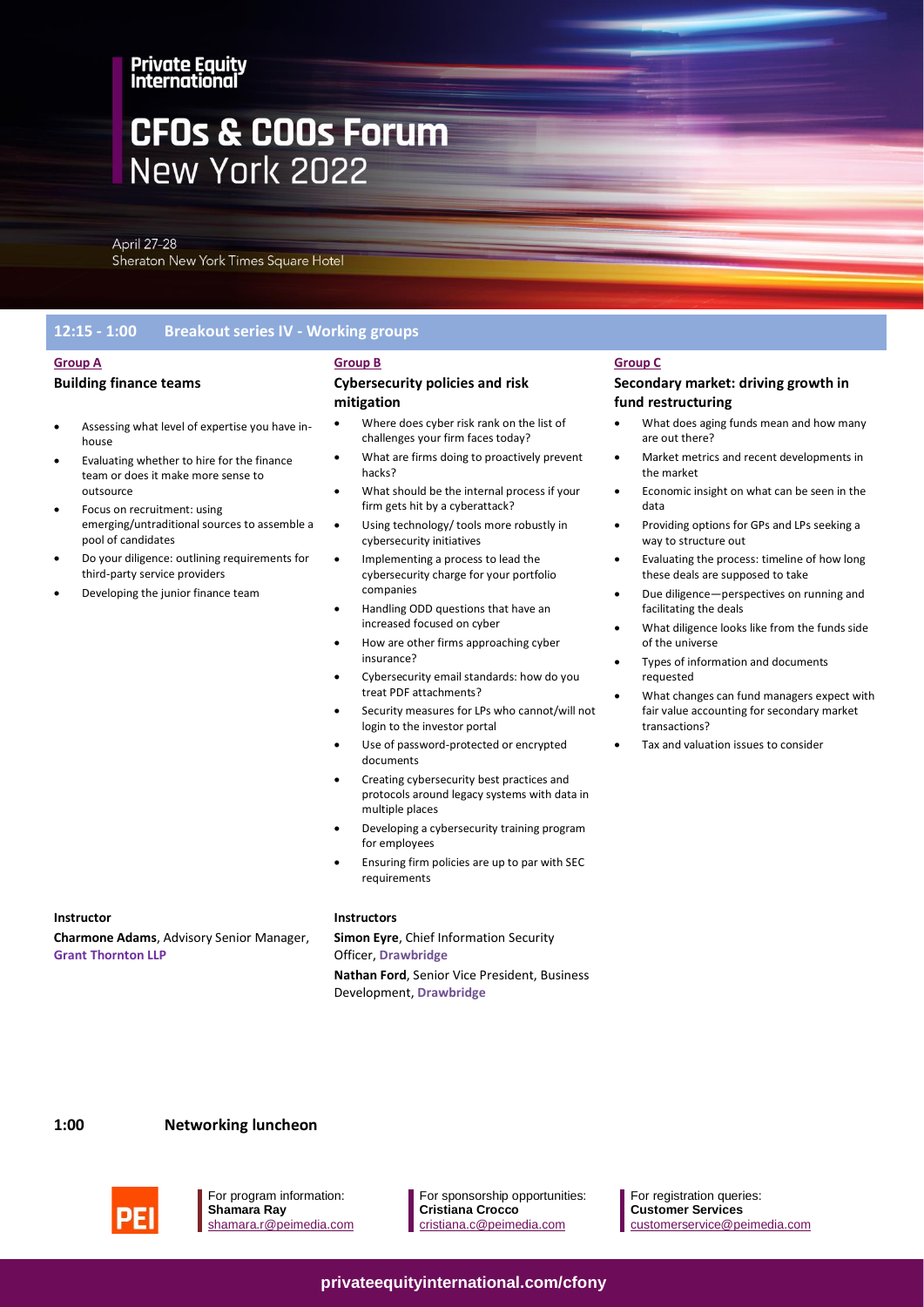# CFOs & COOs Forum New York 2022

April 27-28
Sheraton New York Times Square Hotel

## 12:15 - 1:00 Breakout series IV - Working groups

### Group A

**Building finance teams**

- Assessing what level of expertise you have in-house
- Evaluating whether to hire for the finance team or does it make more sense to outsource
- Focus on recruitment: using emerging/untraditional sources to assemble a pool of candidates
- Do your diligence: outlining requirements for third-party service providers
- Developing the junior finance team

**Instructor**

**Charmone Adams**, Advisory Senior Manager, **Grant Thornton LLP**

### Group B

**Cybersecurity policies and risk mitigation**

- Where does cyber risk rank on the list of challenges your firm faces today?
- What are firms doing to proactively prevent hacks?
- What should be the internal process if your firm gets hit by a cyberattack?
- Using technology/ tools more robustly in cybersecurity initiatives
- Implementing a process to lead the cybersecurity charge for your portfolio companies
- Handling ODD questions that have an increased focused on cyber
- How are other firms approaching cyber insurance?
- Cybersecurity email standards: how do you treat PDF attachments?
- Security measures for LPs who cannot/will not login to the investor portal
- Use of password-protected or encrypted documents
- Creating cybersecurity best practices and protocols around legacy systems with data in multiple places
- Developing a cybersecurity training program for employees
- Ensuring firm policies are up to par with SEC requirements

**Instructors**

**Simon Eyre**, Chief Information Security Officer, **Drawbridge**

**Nathan Ford**, Senior Vice President, Business Development, **Drawbridge**

### Group C

**Secondary market: driving growth in fund restructuring**

- What does aging funds mean and how many are out there?
- Market metrics and recent developments in the market
- Economic insight on what can be seen in the data
- Providing options for GPs and LPs seeking a way to structure out
- Evaluating the process: timeline of how long these deals are supposed to take
- Due diligence—perspectives on running and facilitating the deals
- What diligence looks like from the funds side of the universe
- Types of information and documents requested
- What changes can fund managers expect with fair value accounting for secondary market transactions?
- Tax and valuation issues to consider

## 1:00 Networking luncheon

For program information:
**Shamara Ray**
shamara.r@peimedia.com

For sponsorship opportunities:
**Cristiana Crocco**
cristiana.c@peimedia.com

For registration queries:
**Customer Services**
customerservice@peimedia.com

privateequityinternational.com/cfony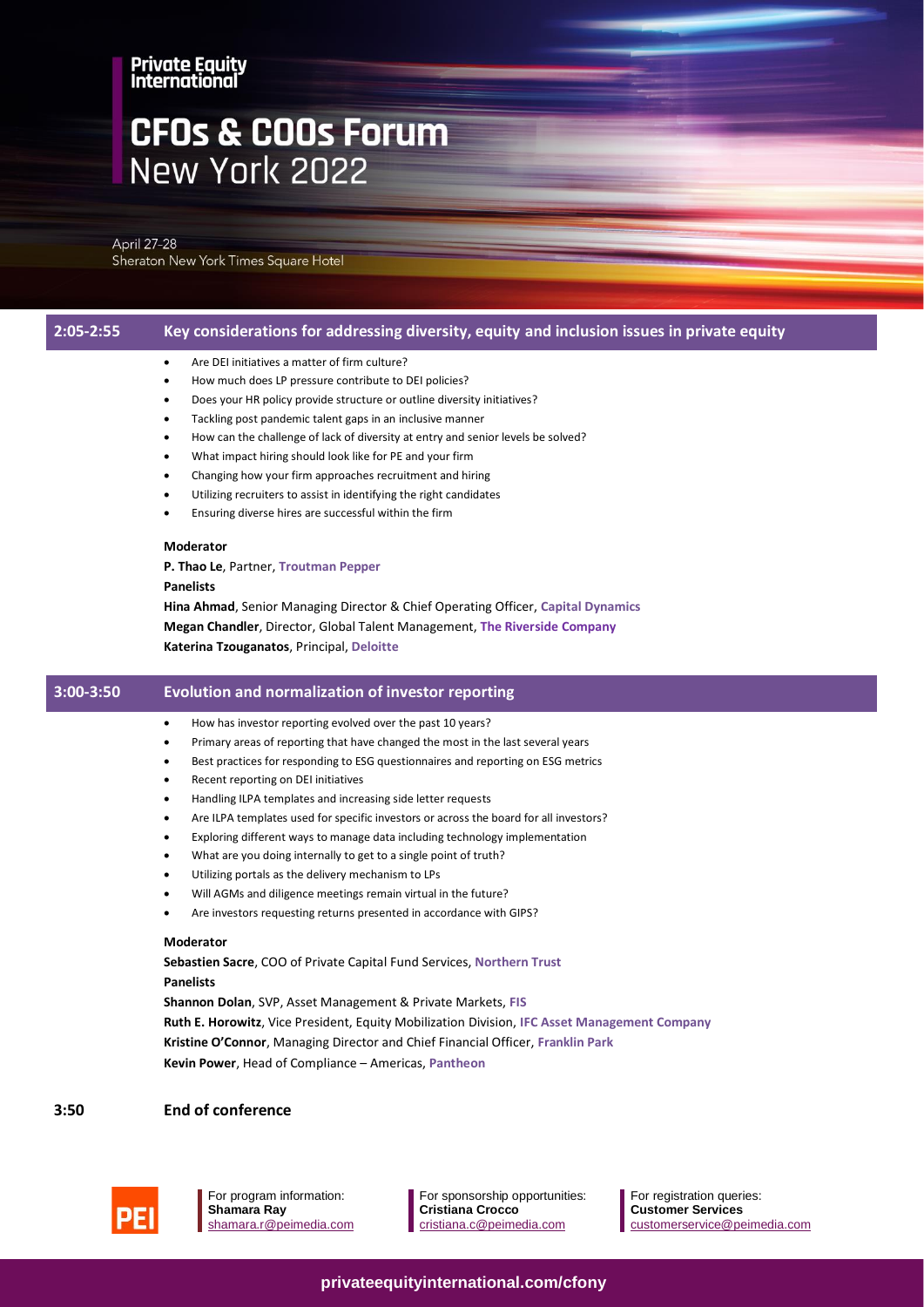Private Equity International

# CFOs & COOs Forum
New York 2022

April 27-28
Sheraton New York Times Square Hotel

## 2:05-2:55 Key considerations for addressing diversity, equity and inclusion issues in private equity

- Are DEI initiatives a matter of firm culture?
- How much does LP pressure contribute to DEI policies?
- Does your HR policy provide structure or outline diversity initiatives?
- Tackling post pandemic talent gaps in an inclusive manner
- How can the challenge of lack of diversity at entry and senior levels be solved?
- What impact hiring should look like for PE and your firm
- Changing how your firm approaches recruitment and hiring
- Utilizing recruiters to assist in identifying the right candidates
- Ensuring diverse hires are successful within the firm

**Moderator**

**P. Thao Le**, Partner, **Troutman Pepper**

**Panelists**

**Hina Ahmad**, Senior Managing Director & Chief Operating Officer, **Capital Dynamics**
**Megan Chandler**, Director, Global Talent Management, **The Riverside Company**
**Katerina Tzouganatos**, Principal, **Deloitte**

## 3:00-3:50 Evolution and normalization of investor reporting

- How has investor reporting evolved over the past 10 years?
- Primary areas of reporting that have changed the most in the last several years
- Best practices for responding to ESG questionnaires and reporting on ESG metrics
- Recent reporting on DEI initiatives
- Handling ILPA templates and increasing side letter requests
- Are ILPA templates used for specific investors or across the board for all investors?
- Exploring different ways to manage data including technology implementation
- What are you doing internally to get to a single point of truth?
- Utilizing portals as the delivery mechanism to LPs
- Will AGMs and diligence meetings remain virtual in the future?
- Are investors requesting returns presented in accordance with GIPS?

**Moderator**

**Sebastien Sacre**, COO of Private Capital Fund Services, **Northern Trust**

**Panelists**

**Shannon Dolan**, SVP, Asset Management & Private Markets, **FIS**
**Ruth E. Horowitz**, Vice President, Equity Mobilization Division, **IFC Asset Management Company**
**Kristine O'Connor**, Managing Director and Chief Financial Officer, **Franklin Park**
**Kevin Power**, Head of Compliance – Americas, **Pantheon**

## 3:50 End of conference

PEI

For program information:
**Shamara Ray**
shamara.r@peimedia.com

For sponsorship opportunities:
**Cristiana Crocco**
cristiana.c@peimedia.com

For registration queries:
**Customer Services**
customerservice@peimedia.com

privateequityinternational.com/cfony